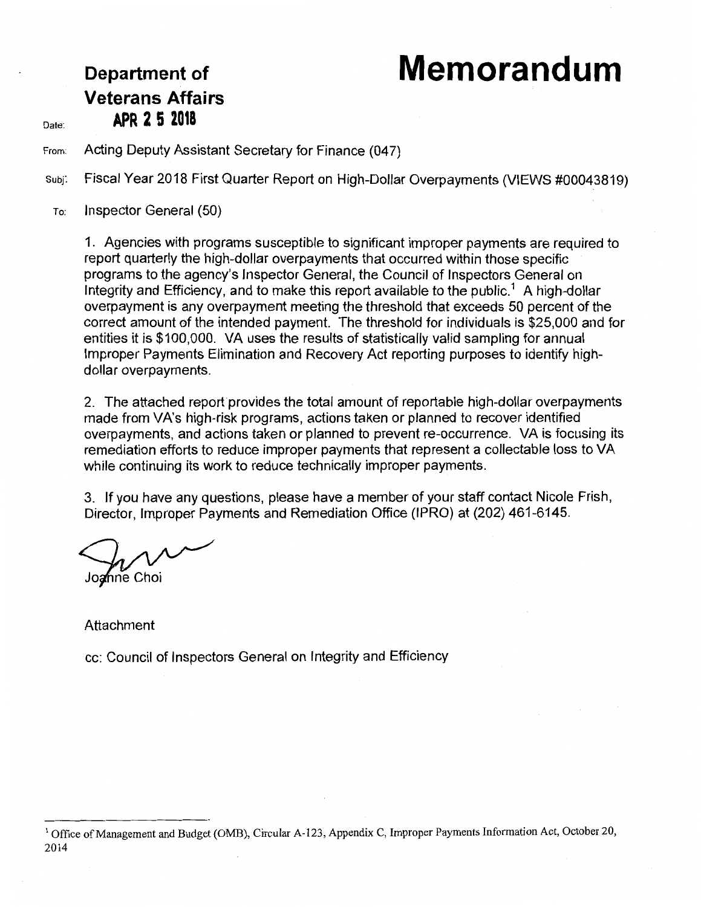**Department of Veterans Affairs**

# Memorandum

Date: **APR 2 5 2018**

From: Acting Deputy Assistant Secretary for Finance (047)

Subj: Fiscal Year 2018 First Quarter Report on High-Dollar Overpayments (VIEWS #00043819)

To: Inspector General (50)

1. Agencies with programs susceptible to significant improper payments are required to report quarterly the high-dollar overpayments that occurred within those specific programs to the agency's Inspector General, the Council of Inspectors General on Integrity and Efficiency, and to make this report available to the public.[1] A high-dollar overpayment is any overpayment meeting the threshold that exceeds 50 percent of the correct amount of the intended payment. The threshold for individuals is $25,000 and for entities it is $100,000. VA uses the results of statistically valid sampling for annual Improper Payments Elimination and Recovery Act reporting purposes to identify high-dollar overpayments.

2. The attached report provides the total amount of reportable high-dollar overpayments made from VA's high-risk programs, actions taken or planned to recover identified overpayments, and actions taken or planned to prevent re-occurrence. VA is focusing its remediation efforts to reduce improper payments that represent a collectable loss to VA while continuing its work to reduce technically improper payments.

3. If you have any questions, please have a member of your staff contact Nicole Frish, Director, Improper Payments and Remediation Office (IPRO) at (202) 461-6145.

Joanne Choi

Attachment

cc: Council of Inspectors General on Integrity and Efficiency

---

[1] Office of Management and Budget (OMB), Circular A-123, Appendix C, Improper Payments Information Act, October 20, 2014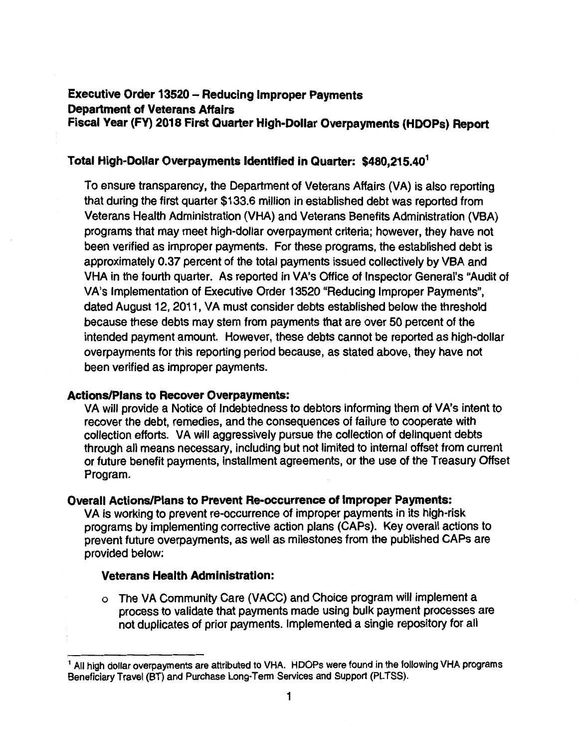## Executive Order 13520 – Reducing Improper Payments
## Department of Veterans Affairs
## Fiscal Year (FY) 2018 First Quarter High-Dollar Overpayments (HDOPs) Report

### Total High-Dollar Overpayments Identified in Quarter: $480,215.40[1]

To ensure transparency, the Department of Veterans Affairs (VA) is also reporting that during the first quarter $133.6 million in established debt was reported from Veterans Health Administration (VHA) and Veterans Benefits Administration (VBA) programs that may meet high-dollar overpayment criteria; however, they have not been verified as improper payments. For these programs, the established debt is approximately 0.37 percent of the total payments issued collectively by VBA and VHA in the fourth quarter. As reported in VA's Office of Inspector General's "Audit of VA's Implementation of Executive Order 13520 "Reducing Improper Payments", dated August 12, 2011, VA must consider debts established below the threshold because these debts may stem from payments that are over 50 percent of the intended payment amount. However, these debts cannot be reported as high-dollar overpayments for this reporting period because, as stated above, they have not been verified as improper payments.

**Actions/Plans to Recover Overpayments:**

VA will provide a Notice of Indebtedness to debtors informing them of VA's intent to recover the debt, remedies, and the consequences of failure to cooperate with collection efforts. VA will aggressively pursue the collection of delinquent debts through all means necessary, including but not limited to internal offset from current or future benefit payments, installment agreements, or the use of the Treasury Offset Program.

**Overall Actions/Plans to Prevent Re-occurrence of Improper Payments:**

VA is working to prevent re-occurrence of improper payments in its high-risk programs by implementing corrective action plans (CAPs). Key overall actions to prevent future overpayments, as well as milestones from the published CAPs are provided below:

**Veterans Health Administration:**

- The VA Community Care (VACC) and Choice program will implement a process to validate that payments made using bulk payment processes are not duplicates of prior payments. Implemented a single repository for all

---

[1] All high dollar overpayments are attributed to VHA. HDOPs were found in the following VHA programs Beneficiary Travel (BT) and Purchase Long-Term Services and Support (PLTSS).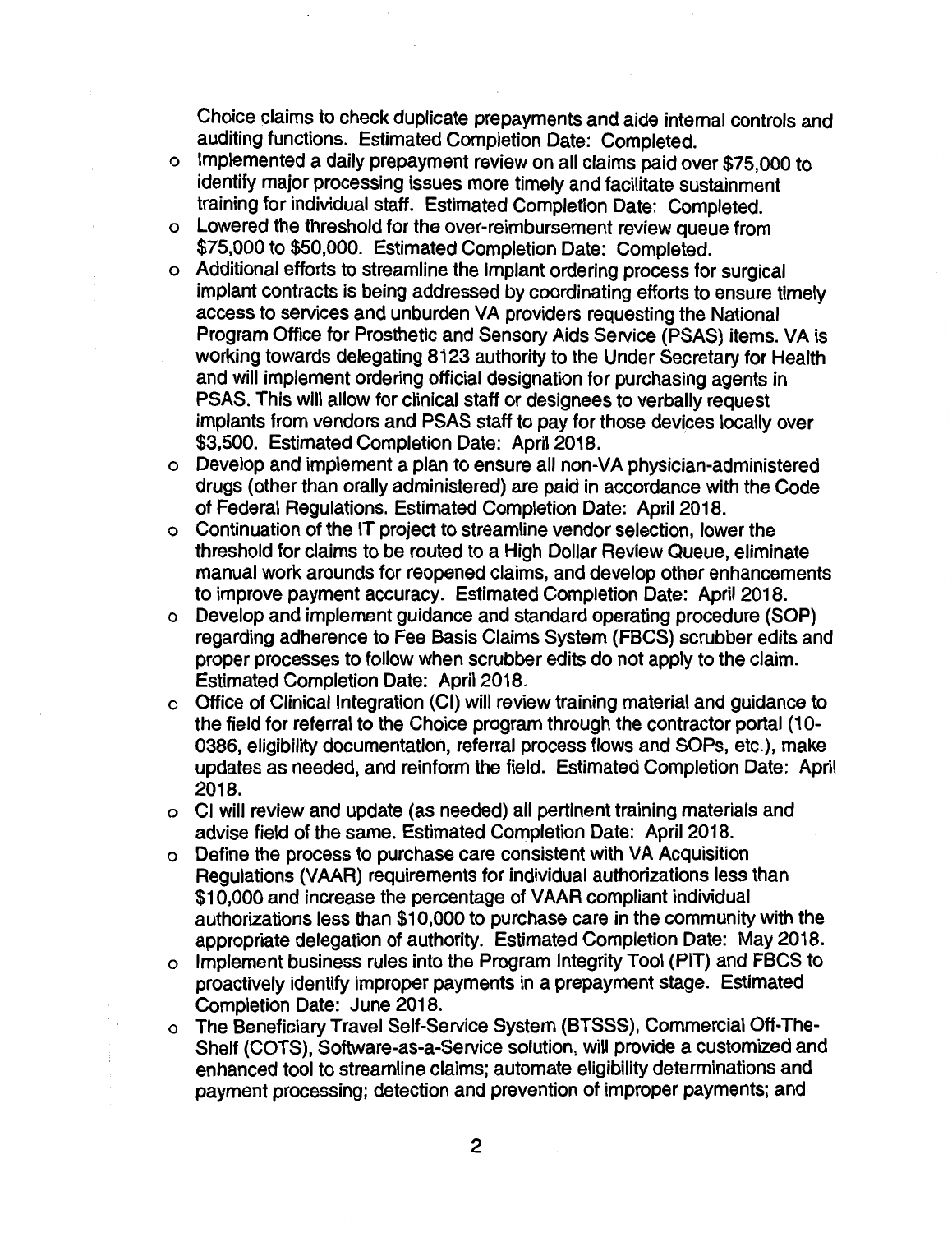Choice claims to check duplicate prepayments and aide internal controls and auditing functions. Estimated Completion Date: Completed.

- Implemented a daily prepayment review on all claims paid over $75,000 to identify major processing issues more timely and facilitate sustainment training for individual staff. Estimated Completion Date: Completed.
- Lowered the threshold for the over-reimbursement review queue from $75,000 to $50,000. Estimated Completion Date: Completed.
- Additional efforts to streamline the implant ordering process for surgical implant contracts is being addressed by coordinating efforts to ensure timely access to services and unburden VA providers requesting the National Program Office for Prosthetic and Sensory Aids Service (PSAS) items. VA is working towards delegating 8123 authority to the Under Secretary for Health and will implement ordering official designation for purchasing agents in PSAS. This will allow for clinical staff or designees to verbally request implants from vendors and PSAS staff to pay for those devices locally over $3,500. Estimated Completion Date: April 2018.
- Develop and implement a plan to ensure all non-VA physician-administered drugs (other than orally administered) are paid in accordance with the Code of Federal Regulations. Estimated Completion Date: April 2018.
- Continuation of the IT project to streamline vendor selection, lower the threshold for claims to be routed to a High Dollar Review Queue, eliminate manual work arounds for reopened claims, and develop other enhancements to improve payment accuracy. Estimated Completion Date: April 2018.
- Develop and implement guidance and standard operating procedure (SOP) regarding adherence to Fee Basis Claims System (FBCS) scrubber edits and proper processes to follow when scrubber edits do not apply to the claim. Estimated Completion Date: April 2018.
- Office of Clinical Integration (CI) will review training material and guidance to the field for referral to the Choice program through the contractor portal (10-0386, eligibility documentation, referral process flows and SOPs, etc.), make updates as needed, and reinform the field. Estimated Completion Date: April 2018.
- CI will review and update (as needed) all pertinent training materials and advise field of the same. Estimated Completion Date: April 2018.
- Define the process to purchase care consistent with VA Acquisition Regulations (VAAR) requirements for individual authorizations less than $10,000 and increase the percentage of VAAR compliant individual authorizations less than $10,000 to purchase care in the community with the appropriate delegation of authority. Estimated Completion Date: May 2018.
- Implement business rules into the Program Integrity Tool (PIT) and FBCS to proactively identify improper payments in a prepayment stage. Estimated Completion Date: June 2018.
- The Beneficiary Travel Self-Service System (BTSSS), Commercial Off-The-Shelf (COTS), Software-as-a-Service solution, will provide a customized and enhanced tool to streamline claims; automate eligibility determinations and payment processing; detection and prevention of improper payments; and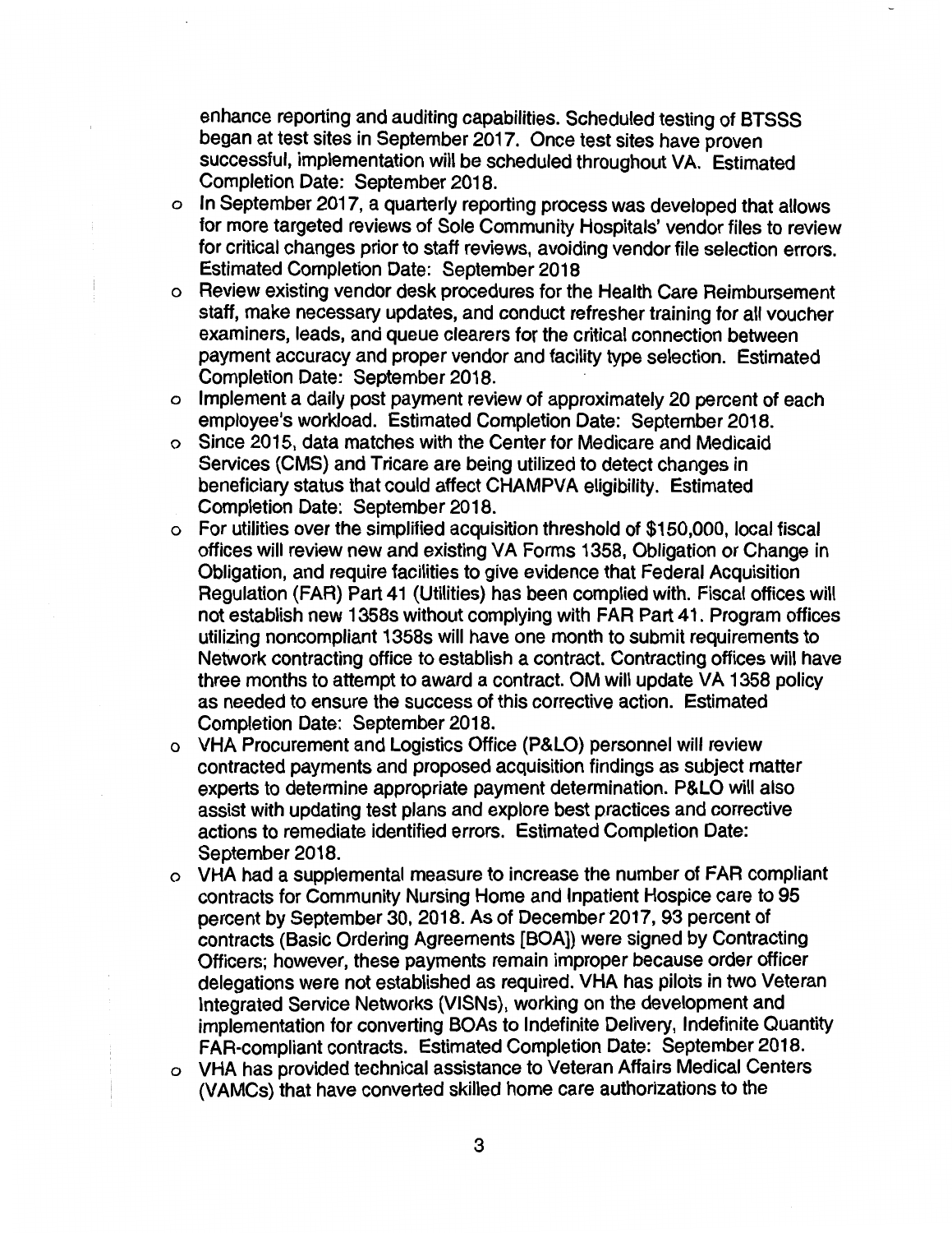enhance reporting and auditing capabilities. Scheduled testing of BTSSS began at test sites in September 2017. Once test sites have proven successful, implementation will be scheduled throughout VA. Estimated Completion Date: September 2018.

- In September 2017, a quarterly reporting process was developed that allows for more targeted reviews of Sole Community Hospitals' vendor files to review for critical changes prior to staff reviews, avoiding vendor file selection errors. Estimated Completion Date: September 2018
- Review existing vendor desk procedures for the Health Care Reimbursement staff, make necessary updates, and conduct refresher training for all voucher examiners, leads, and queue clearers for the critical connection between payment accuracy and proper vendor and facility type selection. Estimated Completion Date: September 2018.
- Implement a daily post payment review of approximately 20 percent of each employee's workload. Estimated Completion Date: September 2018.
- Since 2015, data matches with the Center for Medicare and Medicaid Services (CMS) and Tricare are being utilized to detect changes in beneficiary status that could affect CHAMPVA eligibility. Estimated Completion Date: September 2018.
- For utilities over the simplified acquisition threshold of $150,000, local fiscal offices will review new and existing VA Forms 1358, Obligation or Change in Obligation, and require facilities to give evidence that Federal Acquisition Regulation (FAR) Part 41 (Utilities) has been complied with. Fiscal offices will not establish new 1358s without complying with FAR Part 41. Program offices utilizing noncompliant 1358s will have one month to submit requirements to Network contracting office to establish a contract. Contracting offices will have three months to attempt to award a contract. OM will update VA 1358 policy as needed to ensure the success of this corrective action. Estimated Completion Date: September 2018.
- VHA Procurement and Logistics Office (P&LO) personnel will review contracted payments and proposed acquisition findings as subject matter experts to determine appropriate payment determination. P&LO will also assist with updating test plans and explore best practices and corrective actions to remediate identified errors. Estimated Completion Date: September 2018.
- VHA had a supplemental measure to increase the number of FAR compliant contracts for Community Nursing Home and Inpatient Hospice care to 95 percent by September 30, 2018. As of December 2017, 93 percent of contracts (Basic Ordering Agreements [BOA]) were signed by Contracting Officers; however, these payments remain improper because order officer delegations were not established as required. VHA has pilots in two Veteran Integrated Service Networks (VISNs), working on the development and implementation for converting BOAs to Indefinite Delivery, Indefinite Quantity FAR-compliant contracts. Estimated Completion Date: September 2018.
- VHA has provided technical assistance to Veteran Affairs Medical Centers (VAMCs) that have converted skilled home care authorizations to the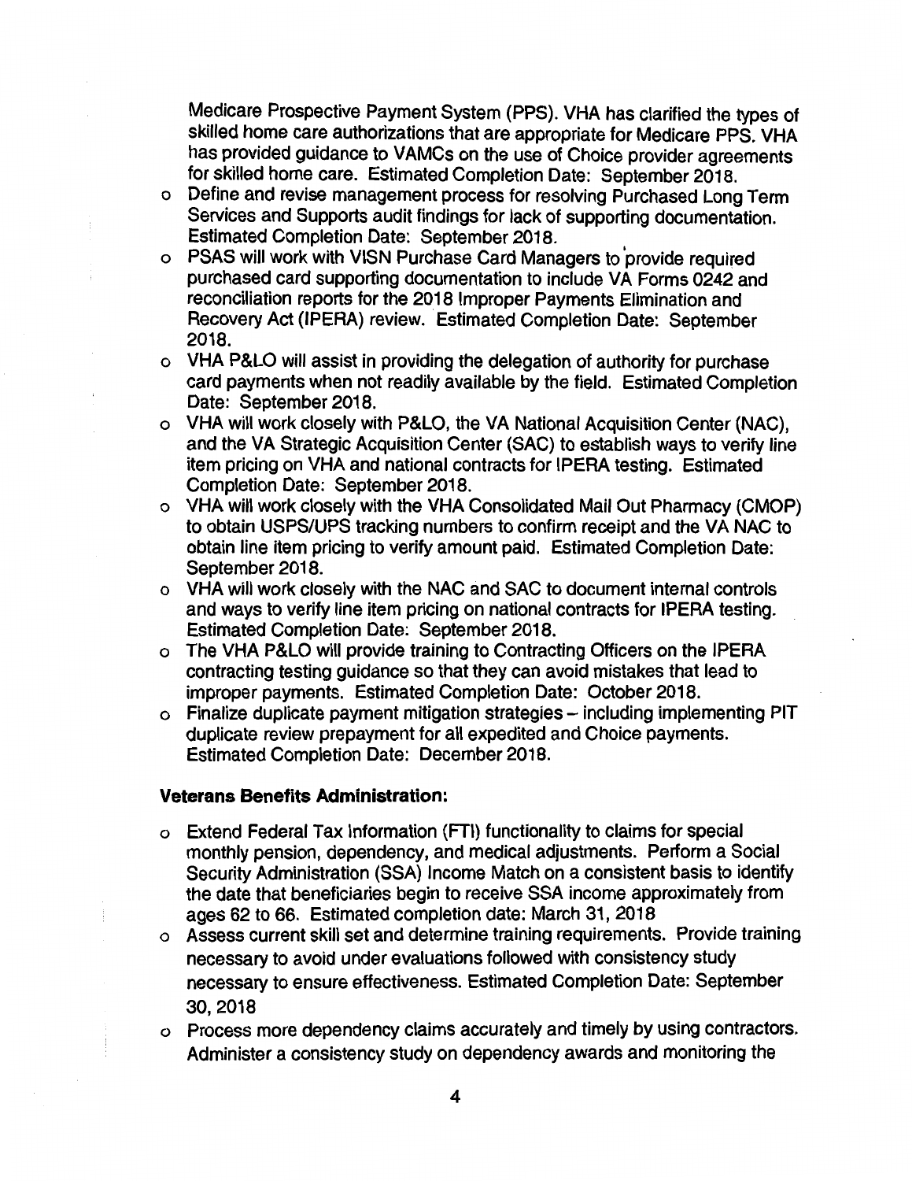Medicare Prospective Payment System (PPS). VHA has clarified the types of skilled home care authorizations that are appropriate for Medicare PPS. VHA has provided guidance to VAMCs on the use of Choice provider agreements for skilled home care. Estimated Completion Date: September 2018.

- Define and revise management process for resolving Purchased Long Term Services and Supports audit findings for lack of supporting documentation. Estimated Completion Date: September 2018.
- PSAS will work with VISN Purchase Card Managers to provide required purchased card supporting documentation to include VA Forms 0242 and reconciliation reports for the 2018 Improper Payments Elimination and Recovery Act (IPERA) review. Estimated Completion Date: September 2018.
- VHA P&LO will assist in providing the delegation of authority for purchase card payments when not readily available by the field. Estimated Completion Date: September 2018.
- VHA will work closely with P&LO, the VA National Acquisition Center (NAC), and the VA Strategic Acquisition Center (SAC) to establish ways to verify line item pricing on VHA and national contracts for IPERA testing. Estimated Completion Date: September 2018.
- VHA will work closely with the VHA Consolidated Mail Out Pharmacy (CMOP) to obtain USPS/UPS tracking numbers to confirm receipt and the VA NAC to obtain line item pricing to verify amount paid. Estimated Completion Date: September 2018.
- VHA will work closely with the NAC and SAC to document internal controls and ways to verify line item pricing on national contracts for IPERA testing. Estimated Completion Date: September 2018.
- The VHA P&LO will provide training to Contracting Officers on the IPERA contracting testing guidance so that they can avoid mistakes that lead to improper payments. Estimated Completion Date: October 2018.
- Finalize duplicate payment mitigation strategies – including implementing PIT duplicate review prepayment for all expedited and Choice payments. Estimated Completion Date: December 2018.

**Veterans Benefits Administration:**

- Extend Federal Tax Information (FTI) functionality to claims for special monthly pension, dependency, and medical adjustments. Perform a Social Security Administration (SSA) Income Match on a consistent basis to identify the date that beneficiaries begin to receive SSA income approximately from ages 62 to 66. Estimated completion date: March 31, 2018
- Assess current skill set and determine training requirements. Provide training necessary to avoid under evaluations followed with consistency study necessary to ensure effectiveness. Estimated Completion Date: September 30, 2018
- Process more dependency claims accurately and timely by using contractors. Administer a consistency study on dependency awards and monitoring the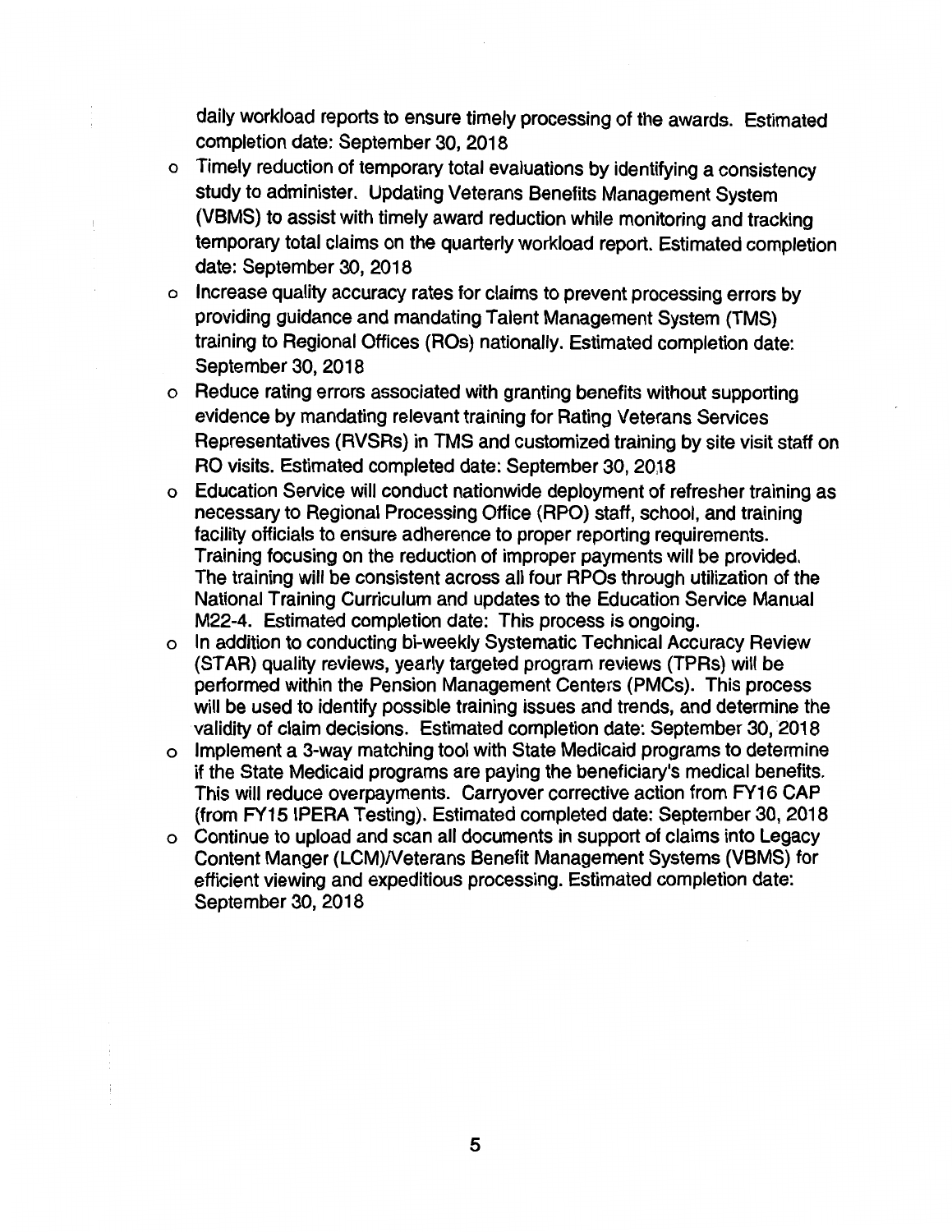daily workload reports to ensure timely processing of the awards. Estimated completion date: September 30, 2018

- Timely reduction of temporary total evaluations by identifying a consistency study to administer. Updating Veterans Benefits Management System (VBMS) to assist with timely award reduction while monitoring and tracking temporary total claims on the quarterly workload report. Estimated completion date: September 30, 2018
- Increase quality accuracy rates for claims to prevent processing errors by providing guidance and mandating Talent Management System (TMS) training to Regional Offices (ROs) nationally. Estimated completion date: September 30, 2018
- Reduce rating errors associated with granting benefits without supporting evidence by mandating relevant training for Rating Veterans Services Representatives (RVSRs) in TMS and customized training by site visit staff on RO visits. Estimated completed date: September 30, 2018
- Education Service will conduct nationwide deployment of refresher training as necessary to Regional Processing Office (RPO) staff, school, and training facility officials to ensure adherence to proper reporting requirements. Training focusing on the reduction of improper payments will be provided. The training will be consistent across all four RPOs through utilization of the National Training Curriculum and updates to the Education Service Manual M22-4. Estimated completion date: This process is ongoing.
- In addition to conducting bi-weekly Systematic Technical Accuracy Review (STAR) quality reviews, yearly targeted program reviews (TPRs) will be performed within the Pension Management Centers (PMCs). This process will be used to identify possible training issues and trends, and determine the validity of claim decisions. Estimated completion date: September 30, 2018
- Implement a 3-way matching tool with State Medicaid programs to determine if the State Medicaid programs are paying the beneficiary's medical benefits. This will reduce overpayments. Carryover corrective action from FY16 CAP (from FY15 IPERA Testing). Estimated completed date: September 30, 2018
- Continue to upload and scan all documents in support of claims into Legacy Content Manger (LCM)/Veterans Benefit Management Systems (VBMS) for efficient viewing and expeditious processing. Estimated completion date: September 30, 2018